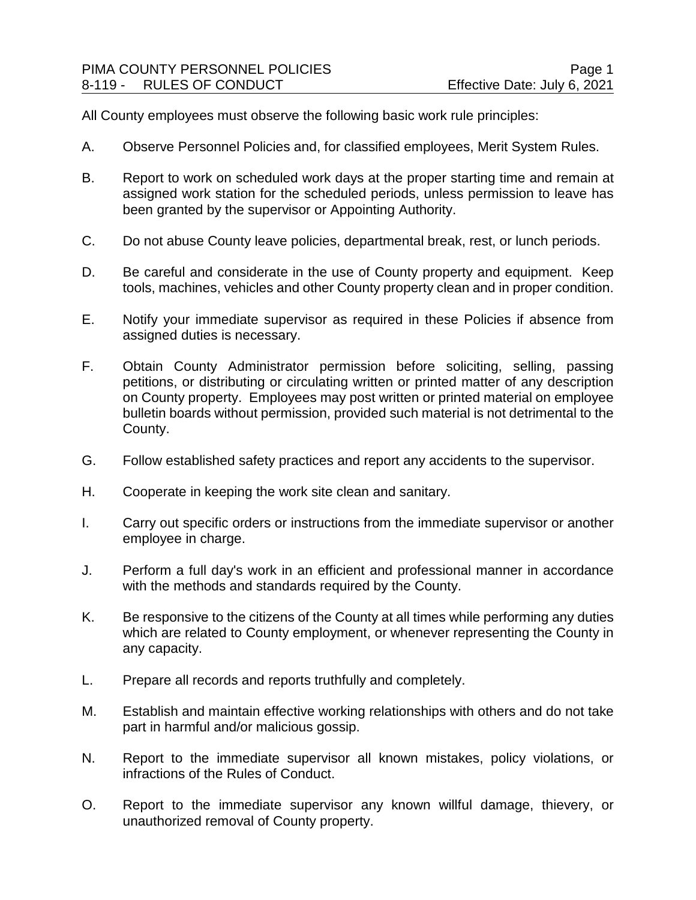All County employees must observe the following basic work rule principles:

A. Observe Personnel Policies and, for classified employees, Merit System Rules.

B. Report to work on scheduled work days at the proper starting time and remain at assigned work station for the scheduled periods, unless permission to leave has been granted by the supervisor or Appointing Authority.

C. Do not abuse County leave policies, departmental break, rest, or lunch periods.

D. Be careful and considerate in the use of County property and equipment. Keep tools, machines, vehicles and other County property clean and in proper condition.

E. Notify your immediate supervisor as required in these Policies if absence from assigned duties is necessary.

F. Obtain County Administrator permission before soliciting, selling, passing petitions, or distributing or circulating written or printed matter of any description on County property. Employees may post written or printed material on employee bulletin boards without permission, provided such material is not detrimental to the County.

G. Follow established safety practices and report any accidents to the supervisor.

H. Cooperate in keeping the work site clean and sanitary.

I. Carry out specific orders or instructions from the immediate supervisor or another employee in charge.

J. Perform a full day's work in an efficient and professional manner in accordance with the methods and standards required by the County.

K. Be responsive to the citizens of the County at all times while performing any duties which are related to County employment, or whenever representing the County in any capacity.

L. Prepare all records and reports truthfully and completely.

M. Establish and maintain effective working relationships with others and do not take part in harmful and/or malicious gossip.

N. Report to the immediate supervisor all known mistakes, policy violations, or infractions of the Rules of Conduct.

O. Report to the immediate supervisor any known willful damage, thievery, or unauthorized removal of County property.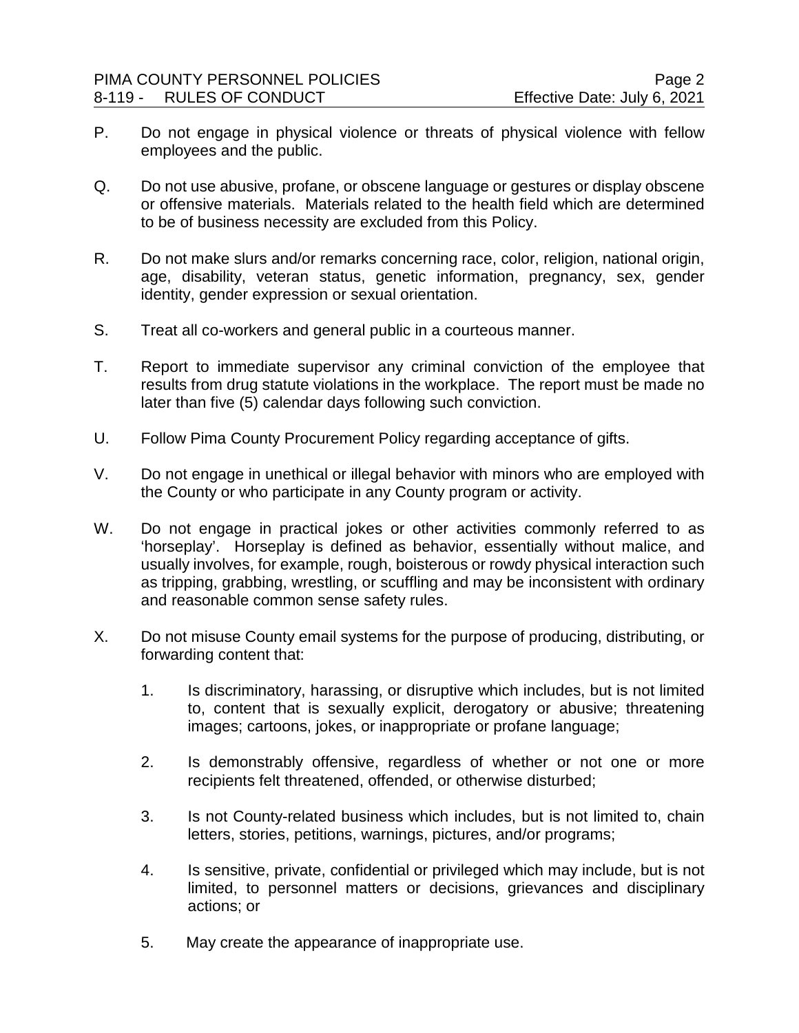P. Do not engage in physical violence or threats of physical violence with fellow employees and the public.

Q. Do not use abusive, profane, or obscene language or gestures or display obscene or offensive materials. Materials related to the health field which are determined to be of business necessity are excluded from this Policy.

R. Do not make slurs and/or remarks concerning race, color, religion, national origin, age, disability, veteran status, genetic information, pregnancy, sex, gender identity, gender expression or sexual orientation.

S. Treat all co-workers and general public in a courteous manner.

T. Report to immediate supervisor any criminal conviction of the employee that results from drug statute violations in the workplace. The report must be made no later than five (5) calendar days following such conviction.

U. Follow Pima County Procurement Policy regarding acceptance of gifts.

V. Do not engage in unethical or illegal behavior with minors who are employed with the County or who participate in any County program or activity.

W. Do not engage in practical jokes or other activities commonly referred to as 'horseplay'. Horseplay is defined as behavior, essentially without malice, and usually involves, for example, rough, boisterous or rowdy physical interaction such as tripping, grabbing, wrestling, or scuffling and may be inconsistent with ordinary and reasonable common sense safety rules.

X. Do not misuse County email systems for the purpose of producing, distributing, or forwarding content that:

    1. Is discriminatory, harassing, or disruptive which includes, but is not limited to, content that is sexually explicit, derogatory or abusive; threatening images; cartoons, jokes, or inappropriate or profane language;

    2. Is demonstrably offensive, regardless of whether or not one or more recipients felt threatened, offended, or otherwise disturbed;

    3. Is not County-related business which includes, but is not limited to, chain letters, stories, petitions, warnings, pictures, and/or programs;

    4. Is sensitive, private, confidential or privileged which may include, but is not limited, to personnel matters or decisions, grievances and disciplinary actions; or

    5. May create the appearance of inappropriate use.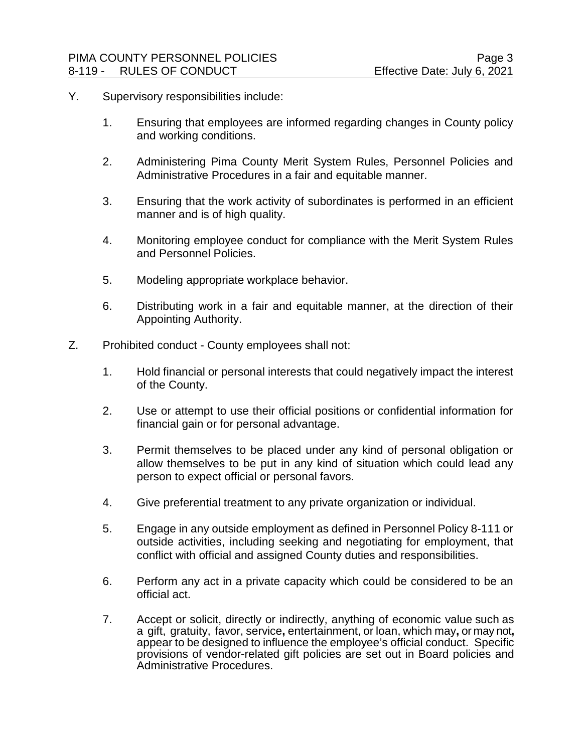Y. Supervisory responsibilities include:

1. Ensuring that employees are informed regarding changes in County policy and working conditions.

2. Administering Pima County Merit System Rules, Personnel Policies and Administrative Procedures in a fair and equitable manner.

3. Ensuring that the work activity of subordinates is performed in an efficient manner and is of high quality.

4. Monitoring employee conduct for compliance with the Merit System Rules and Personnel Policies.

5. Modeling appropriate workplace behavior.

6. Distributing work in a fair and equitable manner, at the direction of their Appointing Authority.

Z. Prohibited conduct - County employees shall not:

1. Hold financial or personal interests that could negatively impact the interest of the County.

2. Use or attempt to use their official positions or confidential information for financial gain or for personal advantage.

3. Permit themselves to be placed under any kind of personal obligation or allow themselves to be put in any kind of situation which could lead any person to expect official or personal favors.

4. Give preferential treatment to any private organization or individual.

5. Engage in any outside employment as defined in Personnel Policy 8-111 or outside activities, including seeking and negotiating for employment, that conflict with official and assigned County duties and responsibilities.

6. Perform any act in a private capacity which could be considered to be an official act.

7. Accept or solicit, directly or indirectly, anything of economic value such as a gift, gratuity, favor, service, entertainment, or loan, which may, or may not, appear to be designed to influence the employee's official conduct. Specific provisions of vendor-related gift policies are set out in Board policies and Administrative Procedures.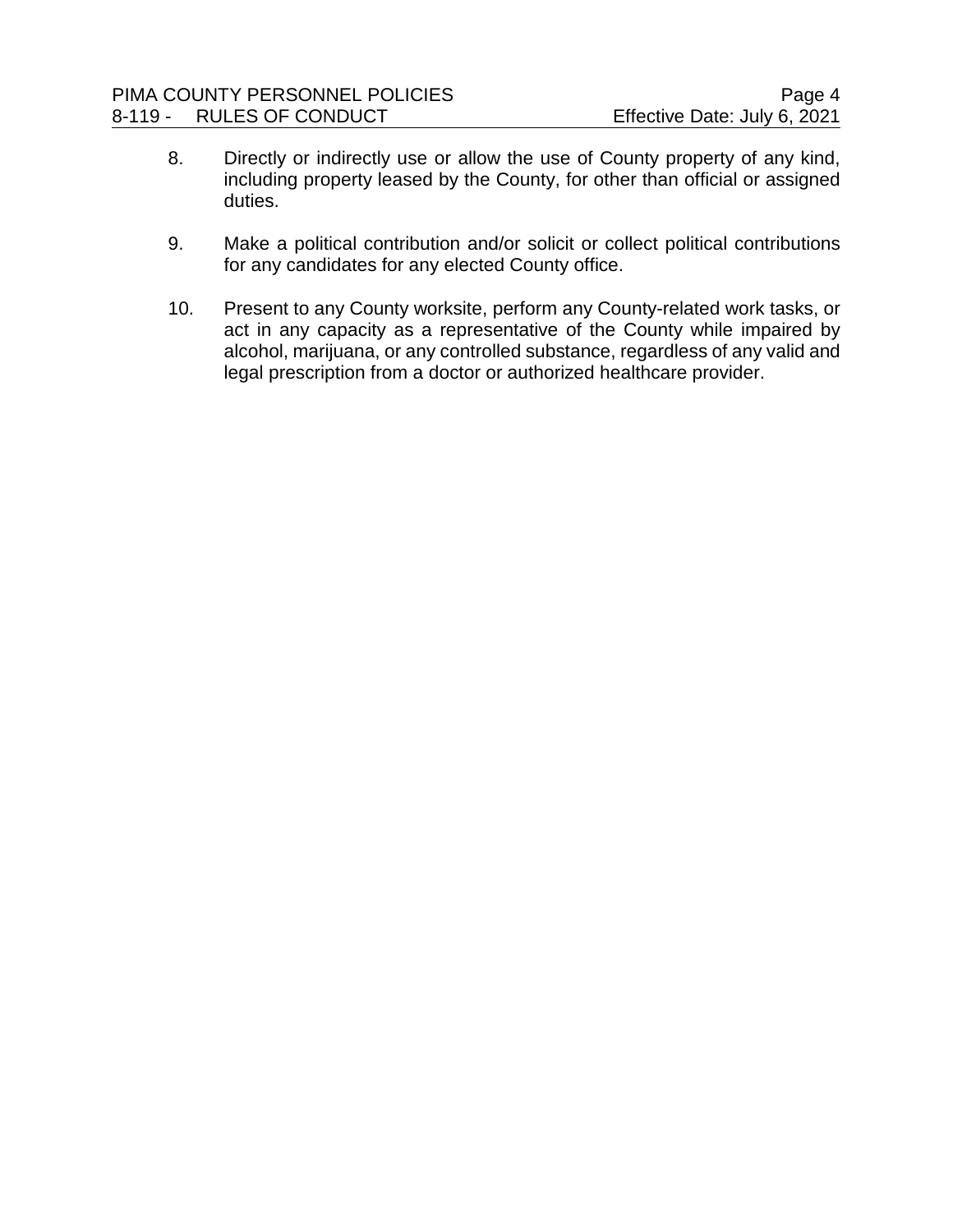8. Directly or indirectly use or allow the use of County property of any kind, including property leased by the County, for other than official or assigned duties.

9. Make a political contribution and/or solicit or collect political contributions for any candidates for any elected County office.

10. Present to any County worksite, perform any County-related work tasks, or act in any capacity as a representative of the County while impaired by alcohol, marijuana, or any controlled substance, regardless of any valid and legal prescription from a doctor or authorized healthcare provider.